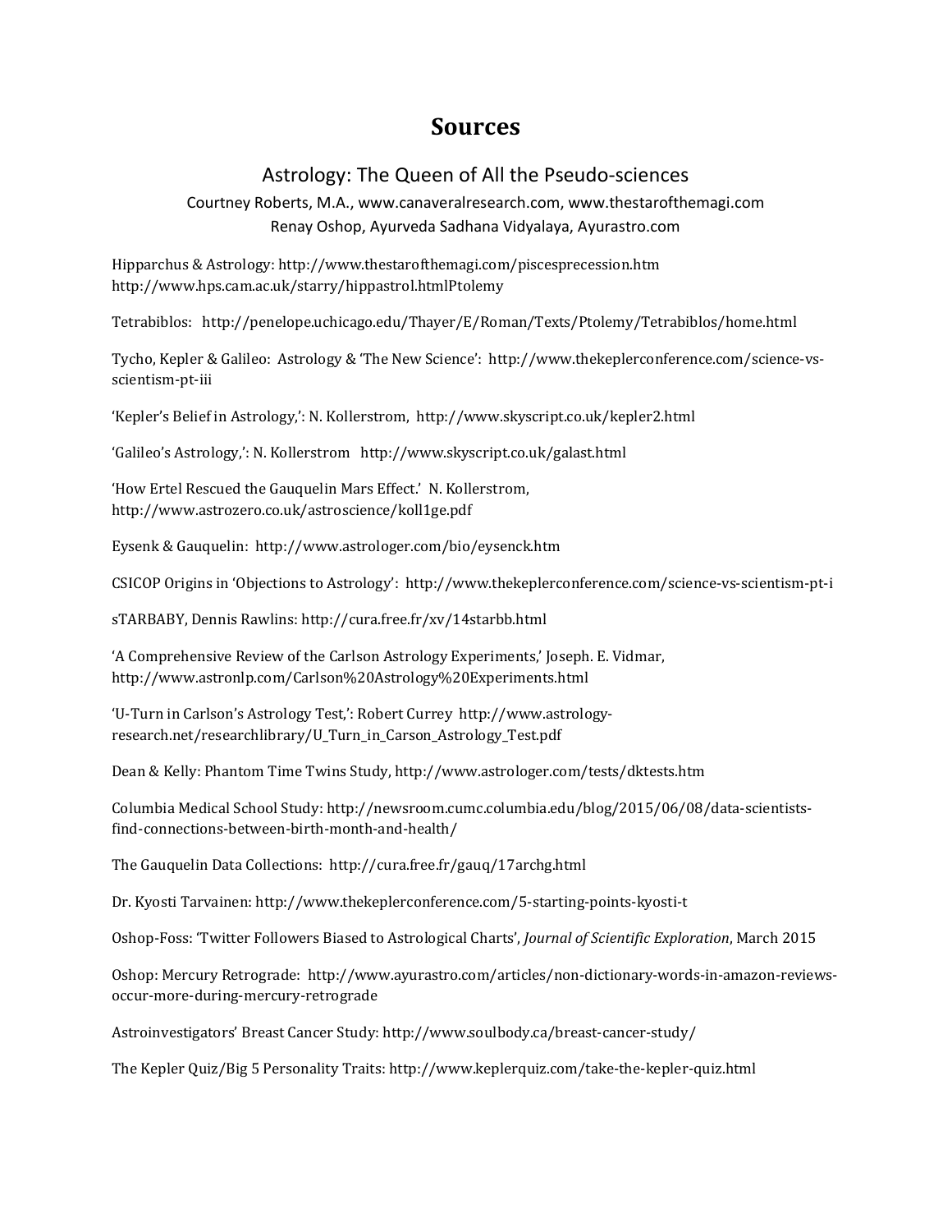# Sources

## Astrology: The Queen of All the Pseudo-sciences

Courtney Roberts, M.A., www.canaveralresearch.com, www.thestarofthemagi.com
Renay Oshop, Ayurveda Sadhana Vidyalaya, Ayurastro.com

Hipparchus & Astrology: http://www.thestarofthemagi.com/piscesprecession.htm
http://www.hps.cam.ac.uk/starry/hippastrol.htmlPtolemy

Tetrabiblos: http://penelope.uchicago.edu/Thayer/E/Roman/Texts/Ptolemy/Tetrabiblos/home.html

Tycho, Kepler & Galileo: Astrology & 'The New Science': http://www.thekeplerconference.com/science-vs-scientism-pt-iii

'Kepler's Belief in Astrology,': N. Kollerstrom, http://www.skyscript.co.uk/kepler2.html

'Galileo's Astrology,': N. Kollerstrom http://www.skyscript.co.uk/galast.html

'How Ertel Rescued the Gauquelin Mars Effect.' N. Kollerstrom, http://www.astrozero.co.uk/astroscience/koll1ge.pdf

Eysenk & Gauquelin: http://www.astrologer.com/bio/eysenck.htm

CSICOP Origins in 'Objections to Astrology': http://www.thekeplerconference.com/science-vs-scientism-pt-i

sTARBABY, Dennis Rawlins: http://cura.free.fr/xv/14starbb.html

'A Comprehensive Review of the Carlson Astrology Experiments,' Joseph. E. Vidmar, http://www.astronlp.com/Carlson%20Astrology%20Experiments.html

'U-Turn in Carlson's Astrology Test,': Robert Currey http://www.astrology-research.net/researchlibrary/U_Turn_in_Carson_Astrology_Test.pdf

Dean & Kelly: Phantom Time Twins Study, http://www.astrologer.com/tests/dktests.htm

Columbia Medical School Study: http://newsroom.cumc.columbia.edu/blog/2015/06/08/data-scientists-find-connections-between-birth-month-and-health/

The Gauquelin Data Collections: http://cura.free.fr/gauq/17archg.html

Dr. Kyosti Tarvainen: http://www.thekeplerconference.com/5-starting-points-kyosti-t

Oshop-Foss: 'Twitter Followers Biased to Astrological Charts', *Journal of Scientific Exploration*, March 2015

Oshop: Mercury Retrograde: http://www.ayurastro.com/articles/non-dictionary-words-in-amazon-reviews-occur-more-during-mercury-retrograde

Astroinvestigators' Breast Cancer Study: http://www.soulbody.ca/breast-cancer-study/

The Kepler Quiz/Big 5 Personality Traits: http://www.keplerquiz.com/take-the-kepler-quiz.html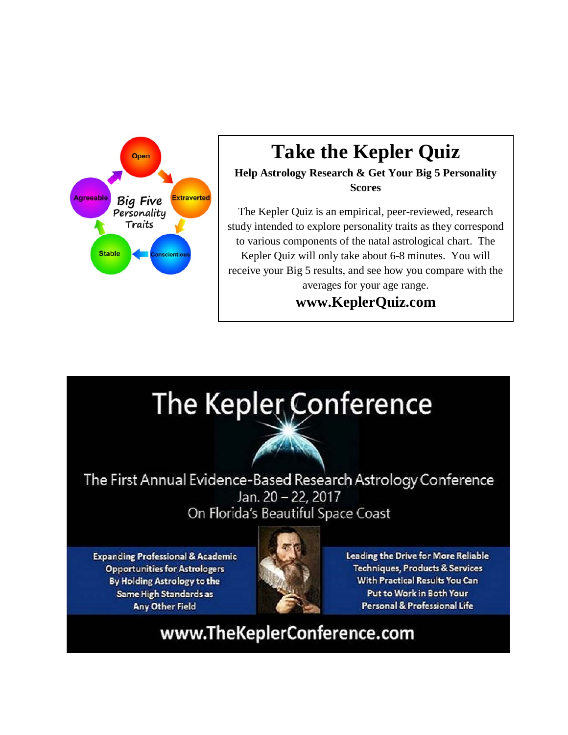Open

Extraverted

Conscientious

Stable

Agreeable

Big Five Personality Traits

# Take the Kepler Quiz

**Help Astrology Research & Get Your Big 5 Personality Scores**

The Kepler Quiz is an empirical, peer-reviewed, research study intended to explore personality traits as they correspond to various components of the natal astrological chart. The Kepler Quiz will only take about 6-8 minutes. You will receive your Big 5 results, and see how you compare with the averages for your age range.

**www.KeplerQuiz.com**

# The Kepler Conference

The First Annual Evidence-Based Research Astrology Conference
Jan. 20 – 22, 2017
On Florida's Beautiful Space Coast

**Expanding Professional & Academic Opportunities for Astrologers By Holding Astrology to the Same High Standards as Any Other Field**

**Leading the Drive for More Reliable Techniques, Products & Services With Practical Results You Can Put to Work in Both Your Personal & Professional Life**

**www.TheKeplerConference.com**